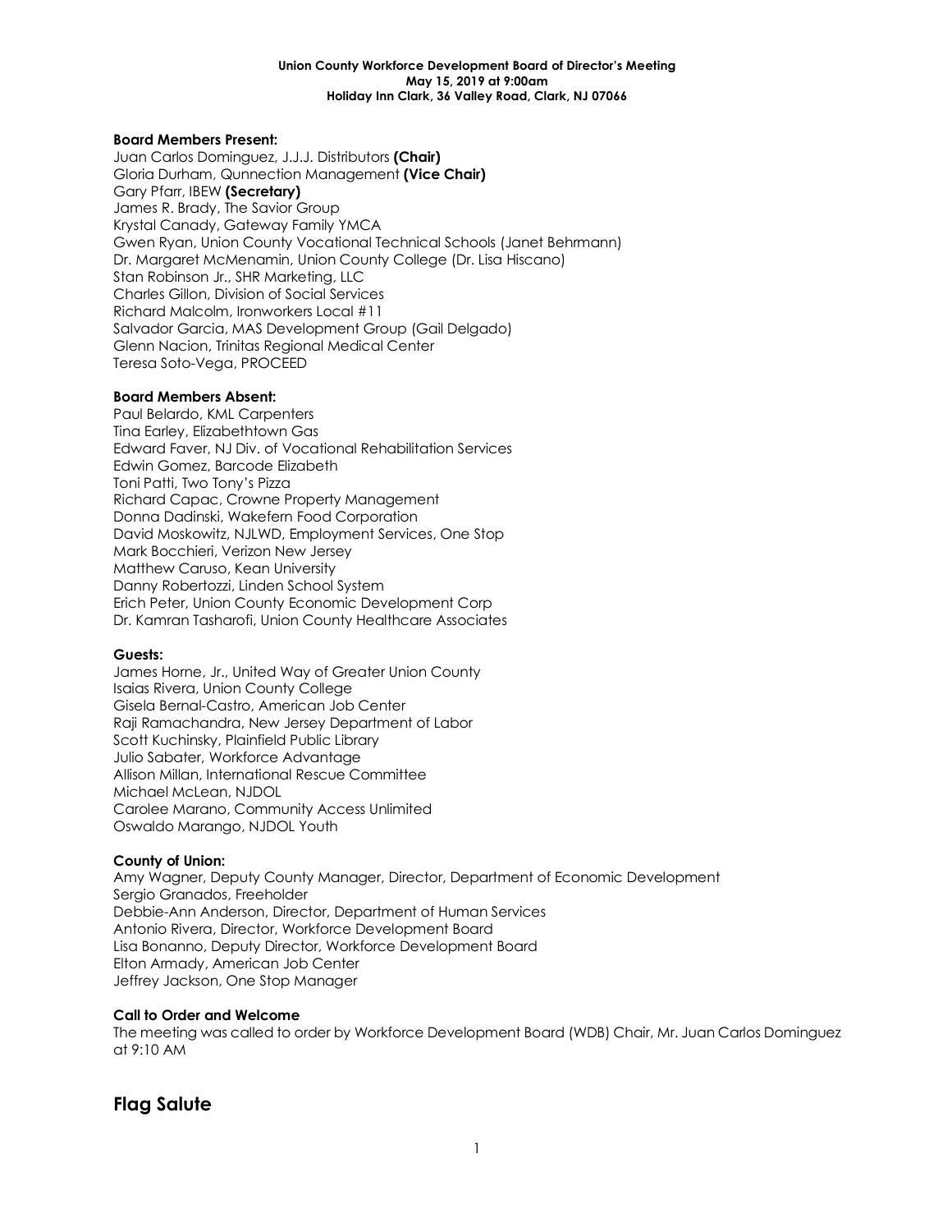**Union County Workforce Development Board of Director's Meeting**
**May 15, 2019 at 9:00am**
**Holiday Inn Clark, 36 Valley Road, Clark, NJ 07066**

**Board Members Present:**
Juan Carlos Dominguez, J.J.J. Distributors **(Chair)**
Gloria Durham, Qunnection Management **(Vice Chair)**
Gary Pfarr, IBEW **(Secretary)**
James R. Brady, The Savior Group
Krystal Canady, Gateway Family YMCA
Gwen Ryan, Union County Vocational Technical Schools (Janet Behrmann)
Dr. Margaret McMenamin, Union County College (Dr. Lisa Hiscano)
Stan Robinson Jr., SHR Marketing, LLC
Charles Gillon, Division of Social Services
Richard Malcolm, Ironworkers Local #11
Salvador Garcia, MAS Development Group (Gail Delgado)
Glenn Nacion, Trinitas Regional Medical Center
Teresa Soto-Vega, PROCEED

**Board Members Absent:**
Paul Belardo, KML Carpenters
Tina Earley, Elizabethtown Gas
Edward Faver, NJ Div. of Vocational Rehabilitation Services
Edwin Gomez, Barcode Elizabeth
Toni Patti, Two Tony's Pizza
Richard Capac, Crowne Property Management
Donna Dadinski, Wakefern Food Corporation
David Moskowitz, NJLWD, Employment Services, One Stop
Mark Bocchieri, Verizon New Jersey
Matthew Caruso, Kean University
Danny Robertozzi, Linden School System
Erich Peter, Union County Economic Development Corp
Dr. Kamran Tasharofi, Union County Healthcare Associates

**Guests:**
James Horne, Jr., United Way of Greater Union County
Isaias Rivera, Union County College
Gisela Bernal-Castro, American Job Center
Raji Ramachandra, New Jersey Department of Labor
Scott Kuchinsky, Plainfield Public Library
Julio Sabater, Workforce Advantage
Allison Millan, International Rescue Committee
Michael McLean, NJDOL
Carolee Marano, Community Access Unlimited
Oswaldo Marango, NJDOL Youth

**County of Union:**
Amy Wagner, Deputy County Manager, Director, Department of Economic Development
Sergio Granados, Freeholder
Debbie-Ann Anderson, Director, Department of Human Services
Antonio Rivera, Director, Workforce Development Board
Lisa Bonanno, Deputy Director, Workforce Development Board
Elton Armady, American Job Center
Jeffrey Jackson, One Stop Manager

**Call to Order and Welcome**
The meeting was called to order by Workforce Development Board (WDB) Chair, Mr. Juan Carlos Dominguez at 9:10 AM

## Flag Salute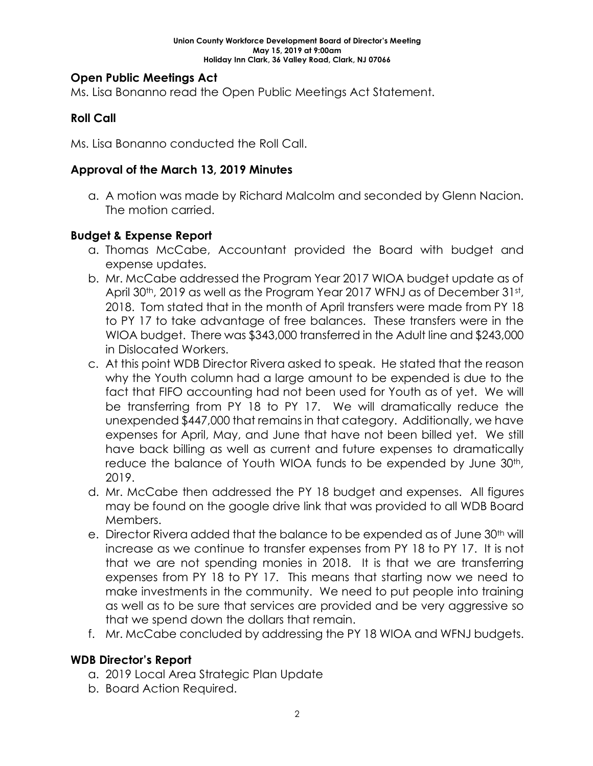**Union County Workforce Development Board of Director's Meeting**
**May 15, 2019 at 9:00am**
**Holiday Inn Clark, 36 Valley Road, Clark, NJ 07066**

## Open Public Meetings Act

Ms. Lisa Bonanno read the Open Public Meetings Act Statement.

## Roll Call

Ms. Lisa Bonanno conducted the Roll Call.

## Approval of the March 13, 2019 Minutes

a. A motion was made by Richard Malcolm and seconded by Glenn Nacion. The motion carried.

## Budget & Expense Report

a. Thomas McCabe, Accountant provided the Board with budget and expense updates.
b. Mr. McCabe addressed the Program Year 2017 WIOA budget update as of April 30th, 2019 as well as the Program Year 2017 WFNJ as of December 31st, 2018. Tom stated that in the month of April transfers were made from PY 18 to PY 17 to take advantage of free balances. These transfers were in the WIOA budget. There was $343,000 transferred in the Adult line and $243,000 in Dislocated Workers.
c. At this point WDB Director Rivera asked to speak. He stated that the reason why the Youth column had a large amount to be expended is due to the fact that FIFO accounting had not been used for Youth as of yet. We will be transferring from PY 18 to PY 17. We will dramatically reduce the unexpended $447,000 that remains in that category. Additionally, we have expenses for April, May, and June that have not been billed yet. We still have back billing as well as current and future expenses to dramatically reduce the balance of Youth WIOA funds to be expended by June 30th, 2019.
d. Mr. McCabe then addressed the PY 18 budget and expenses. All figures may be found on the google drive link that was provided to all WDB Board Members.
e. Director Rivera added that the balance to be expended as of June 30th will increase as we continue to transfer expenses from PY 18 to PY 17. It is not that we are not spending monies in 2018. It is that we are transferring expenses from PY 18 to PY 17. This means that starting now we need to make investments in the community. We need to put people into training as well as to be sure that services are provided and be very aggressive so that we spend down the dollars that remain.
f. Mr. McCabe concluded by addressing the PY 18 WIOA and WFNJ budgets.

## WDB Director's Report

a. 2019 Local Area Strategic Plan Update
b. Board Action Required.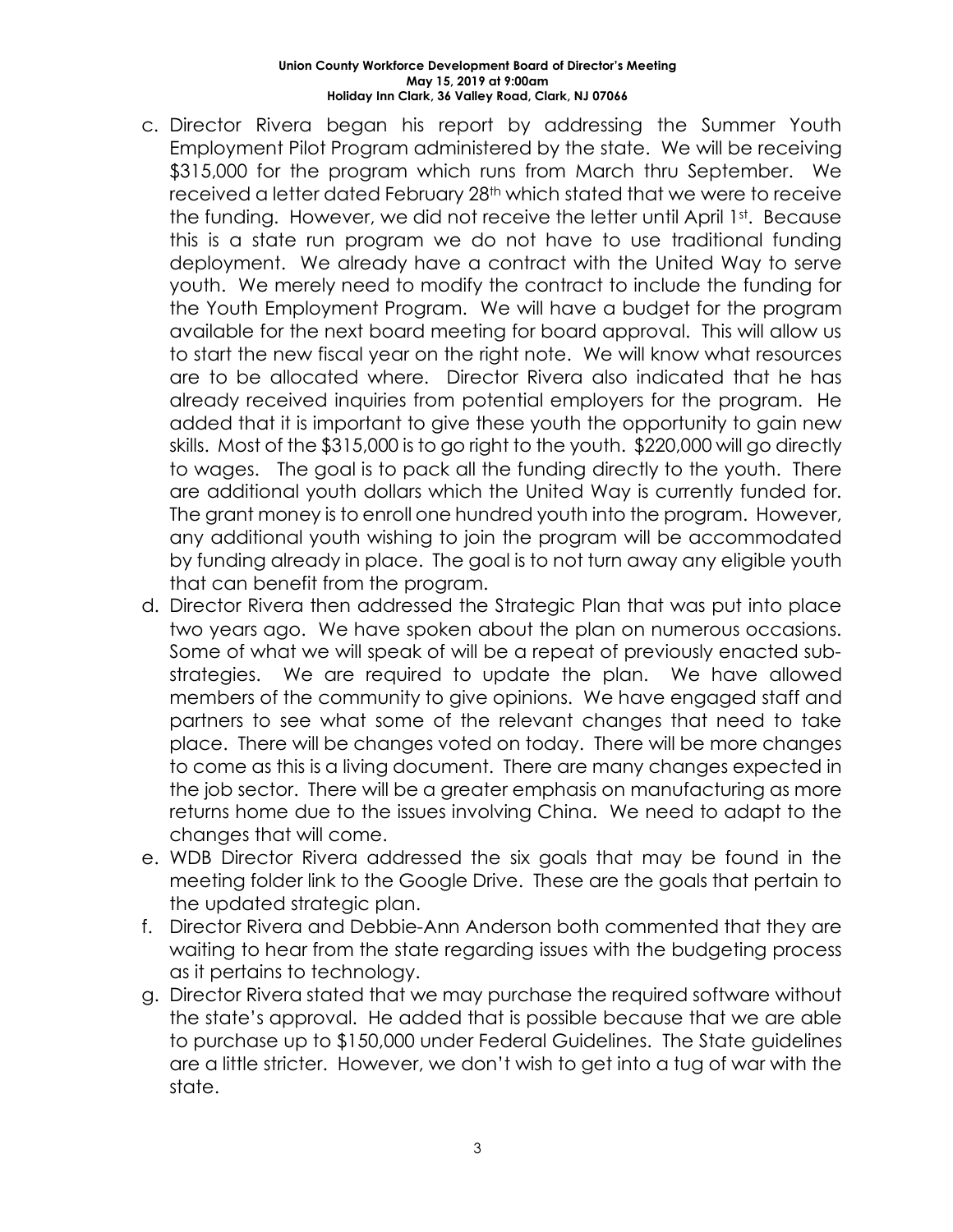c. Director Rivera began his report by addressing the Summer Youth Employment Pilot Program administered by the state. We will be receiving \$315,000 for the program which runs from March thru September. We received a letter dated February 28th which stated that we were to receive the funding. However, we did not receive the letter until April 1st. Because this is a state run program we do not have to use traditional funding deployment. We already have a contract with the United Way to serve youth. We merely need to modify the contract to include the funding for the Youth Employment Program. We will have a budget for the program available for the next board meeting for board approval. This will allow us to start the new fiscal year on the right note. We will know what resources are to be allocated where. Director Rivera also indicated that he has already received inquiries from potential employers for the program. He added that it is important to give these youth the opportunity to gain new skills. Most of the \$315,000 is to go right to the youth. \$220,000 will go directly to wages. The goal is to pack all the funding directly to the youth. There are additional youth dollars which the United Way is currently funded for. The grant money is to enroll one hundred youth into the program. However, any additional youth wishing to join the program will be accommodated by funding already in place. The goal is to not turn away any eligible youth that can benefit from the program.

d. Director Rivera then addressed the Strategic Plan that was put into place two years ago. We have spoken about the plan on numerous occasions. Some of what we will speak of will be a repeat of previously enacted sub-strategies. We are required to update the plan. We have allowed members of the community to give opinions. We have engaged staff and partners to see what some of the relevant changes that need to take place. There will be changes voted on today. There will be more changes to come as this is a living document. There are many changes expected in the job sector. There will be a greater emphasis on manufacturing as more returns home due to the issues involving China. We need to adapt to the changes that will come.

e. WDB Director Rivera addressed the six goals that may be found in the meeting folder link to the Google Drive. These are the goals that pertain to the updated strategic plan.

f. Director Rivera and Debbie-Ann Anderson both commented that they are waiting to hear from the state regarding issues with the budgeting process as it pertains to technology.

g. Director Rivera stated that we may purchase the required software without the state's approval. He added that is possible because that we are able to purchase up to \$150,000 under Federal Guidelines. The State guidelines are a little stricter. However, we don't wish to get into a tug of war with the state.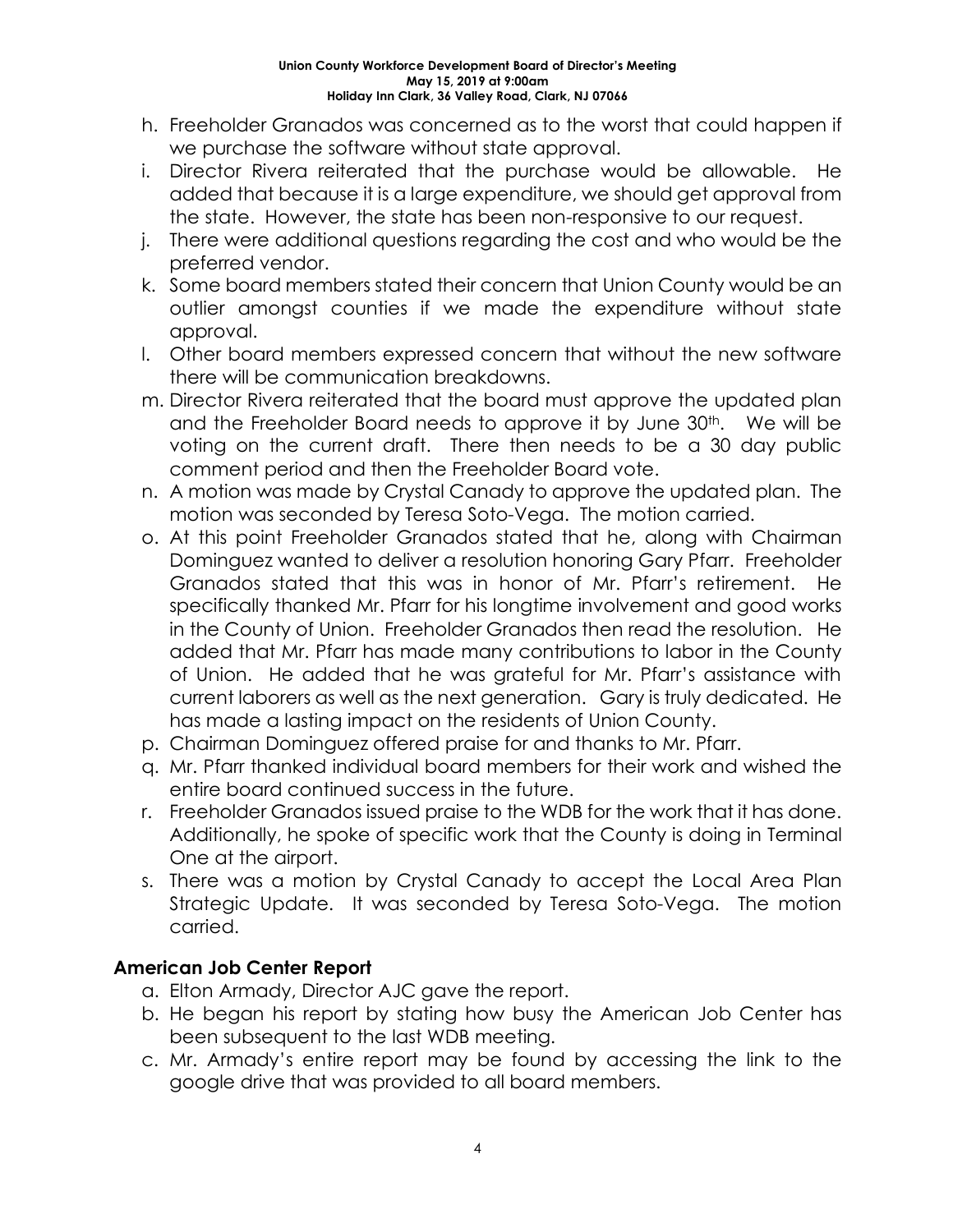h. Freeholder Granados was concerned as to the worst that could happen if we purchase the software without state approval.
i. Director Rivera reiterated that the purchase would be allowable. He added that because it is a large expenditure, we should get approval from the state. However, the state has been non-responsive to our request.
j. There were additional questions regarding the cost and who would be the preferred vendor.
k. Some board members stated their concern that Union County would be an outlier amongst counties if we made the expenditure without state approval.
l. Other board members expressed concern that without the new software there will be communication breakdowns.
m. Director Rivera reiterated that the board must approve the updated plan and the Freeholder Board needs to approve it by June 30th. We will be voting on the current draft. There then needs to be a 30 day public comment period and then the Freeholder Board vote.
n. A motion was made by Crystal Canady to approve the updated plan. The motion was seconded by Teresa Soto-Vega. The motion carried.
o. At this point Freeholder Granados stated that he, along with Chairman Dominguez wanted to deliver a resolution honoring Gary Pfarr. Freeholder Granados stated that this was in honor of Mr. Pfarr's retirement. He specifically thanked Mr. Pfarr for his longtime involvement and good works in the County of Union. Freeholder Granados then read the resolution. He added that Mr. Pfarr has made many contributions to labor in the County of Union. He added that he was grateful for Mr. Pfarr's assistance with current laborers as well as the next generation. Gary is truly dedicated. He has made a lasting impact on the residents of Union County.
p. Chairman Dominguez offered praise for and thanks to Mr. Pfarr.
q. Mr. Pfarr thanked individual board members for their work and wished the entire board continued success in the future.
r. Freeholder Granados issued praise to the WDB for the work that it has done. Additionally, he spoke of specific work that the County is doing in Terminal One at the airport.
s. There was a motion by Crystal Canady to accept the Local Area Plan Strategic Update. It was seconded by Teresa Soto-Vega. The motion carried.

## American Job Center Report

a. Elton Armady, Director AJC gave the report.
b. He began his report by stating how busy the American Job Center has been subsequent to the last WDB meeting.
c. Mr. Armady's entire report may be found by accessing the link to the google drive that was provided to all board members.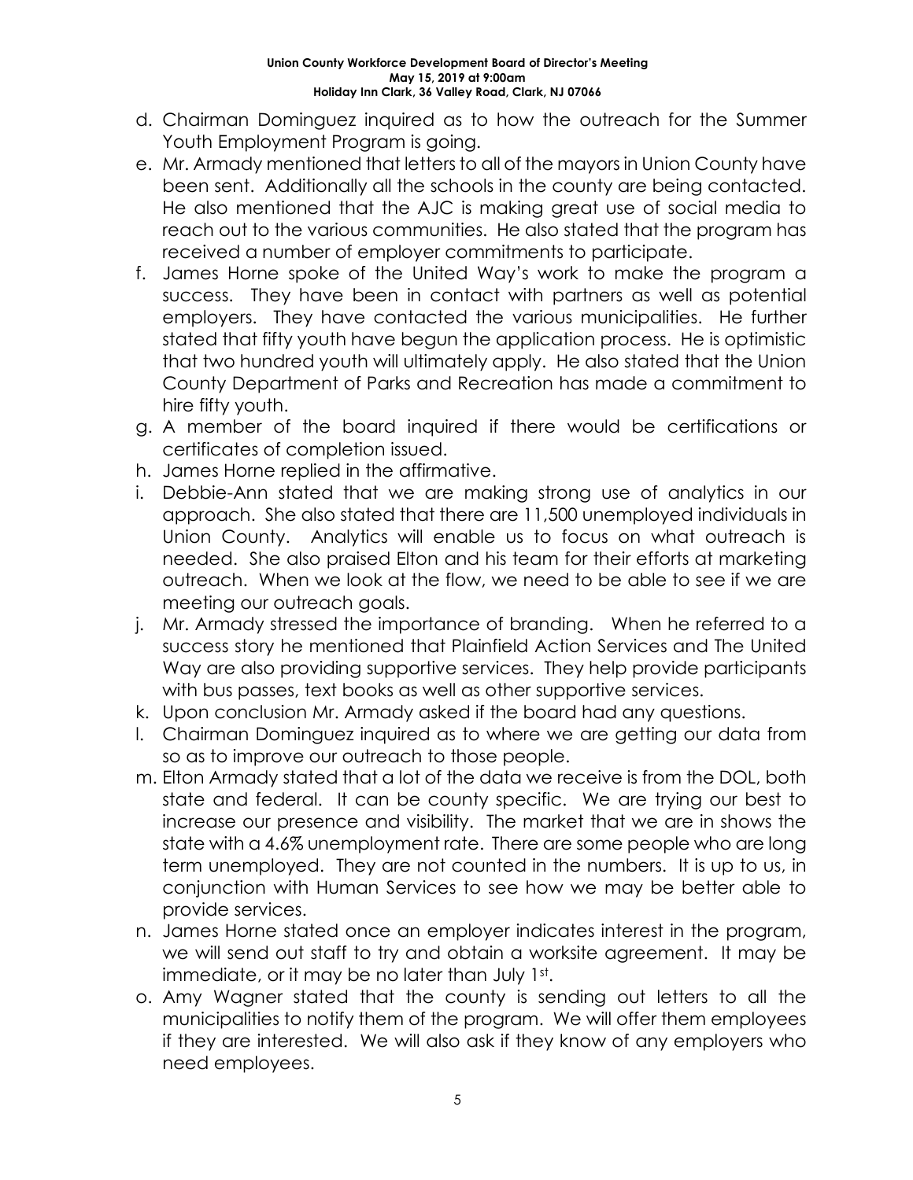d. Chairman Dominguez inquired as to how the outreach for the Summer Youth Employment Program is going.

e. Mr. Armady mentioned that letters to all of the mayors in Union County have been sent. Additionally all the schools in the county are being contacted. He also mentioned that the AJC is making great use of social media to reach out to the various communities. He also stated that the program has received a number of employer commitments to participate.

f. James Horne spoke of the United Way's work to make the program a success. They have been in contact with partners as well as potential employers. They have contacted the various municipalities. He further stated that fifty youth have begun the application process. He is optimistic that two hundred youth will ultimately apply. He also stated that the Union County Department of Parks and Recreation has made a commitment to hire fifty youth.

g. A member of the board inquired if there would be certifications or certificates of completion issued.

h. James Horne replied in the affirmative.

i. Debbie-Ann stated that we are making strong use of analytics in our approach. She also stated that there are 11,500 unemployed individuals in Union County. Analytics will enable us to focus on what outreach is needed. She also praised Elton and his team for their efforts at marketing outreach. When we look at the flow, we need to be able to see if we are meeting our outreach goals.

j. Mr. Armady stressed the importance of branding. When he referred to a success story he mentioned that Plainfield Action Services and The United Way are also providing supportive services. They help provide participants with bus passes, text books as well as other supportive services.

k. Upon conclusion Mr. Armady asked if the board had any questions.

l. Chairman Dominguez inquired as to where we are getting our data from so as to improve our outreach to those people.

m. Elton Armady stated that a lot of the data we receive is from the DOL, both state and federal. It can be county specific. We are trying our best to increase our presence and visibility. The market that we are in shows the state with a 4.6% unemployment rate. There are some people who are long term unemployed. They are not counted in the numbers. It is up to us, in conjunction with Human Services to see how we may be better able to provide services.

n. James Horne stated once an employer indicates interest in the program, we will send out staff to try and obtain a worksite agreement. It may be immediate, or it may be no later than July 1st.

o. Amy Wagner stated that the county is sending out letters to all the municipalities to notify them of the program. We will offer them employees if they are interested. We will also ask if they know of any employers who need employees.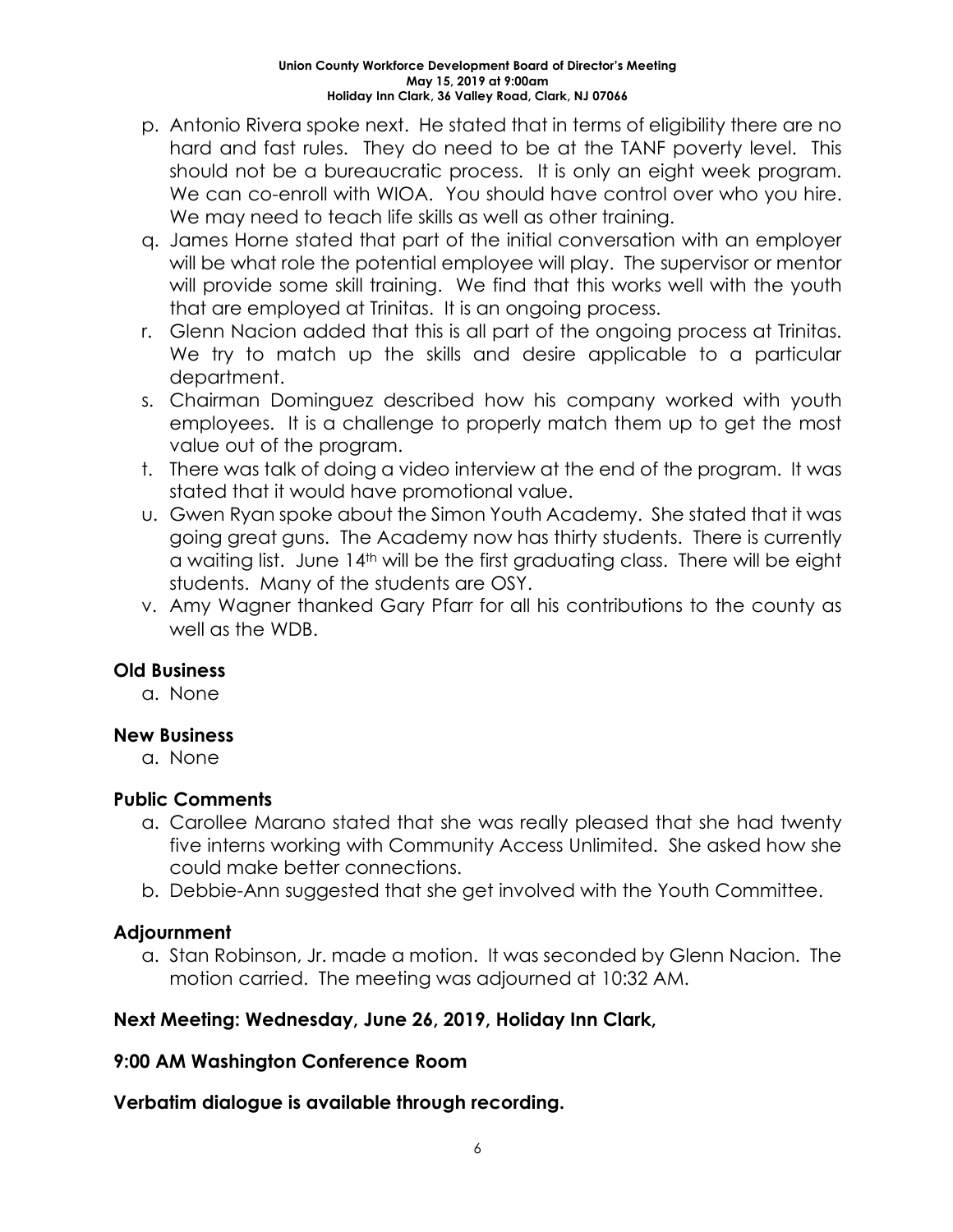p. Antonio Rivera spoke next. He stated that in terms of eligibility there are no hard and fast rules. They do need to be at the TANF poverty level. This should not be a bureaucratic process. It is only an eight week program. We can co-enroll with WIOA. You should have control over who you hire. We may need to teach life skills as well as other training.

q. James Horne stated that part of the initial conversation with an employer will be what role the potential employee will play. The supervisor or mentor will provide some skill training. We find that this works well with the youth that are employed at Trinitas. It is an ongoing process.

r. Glenn Nacion added that this is all part of the ongoing process at Trinitas. We try to match up the skills and desire applicable to a particular department.

s. Chairman Dominguez described how his company worked with youth employees. It is a challenge to properly match them up to get the most value out of the program.

t. There was talk of doing a video interview at the end of the program. It was stated that it would have promotional value.

u. Gwen Ryan spoke about the Simon Youth Academy. She stated that it was going great guns. The Academy now has thirty students. There is currently a waiting list. June 14th will be the first graduating class. There will be eight students. Many of the students are OSY.

v. Amy Wagner thanked Gary Pfarr for all his contributions to the county as well as the WDB.

## Old Business

a. None

## New Business

a. None

## Public Comments

a. Carollee Marano stated that she was really pleased that she had twenty five interns working with Community Access Unlimited. She asked how she could make better connections.

b. Debbie-Ann suggested that she get involved with the Youth Committee.

## Adjournment

a. Stan Robinson, Jr. made a motion. It was seconded by Glenn Nacion. The motion carried. The meeting was adjourned at 10:32 AM.

**Next Meeting: Wednesday, June 26, 2019, Holiday Inn Clark,**

**9:00 AM Washington Conference Room**

**Verbatim dialogue is available through recording.**